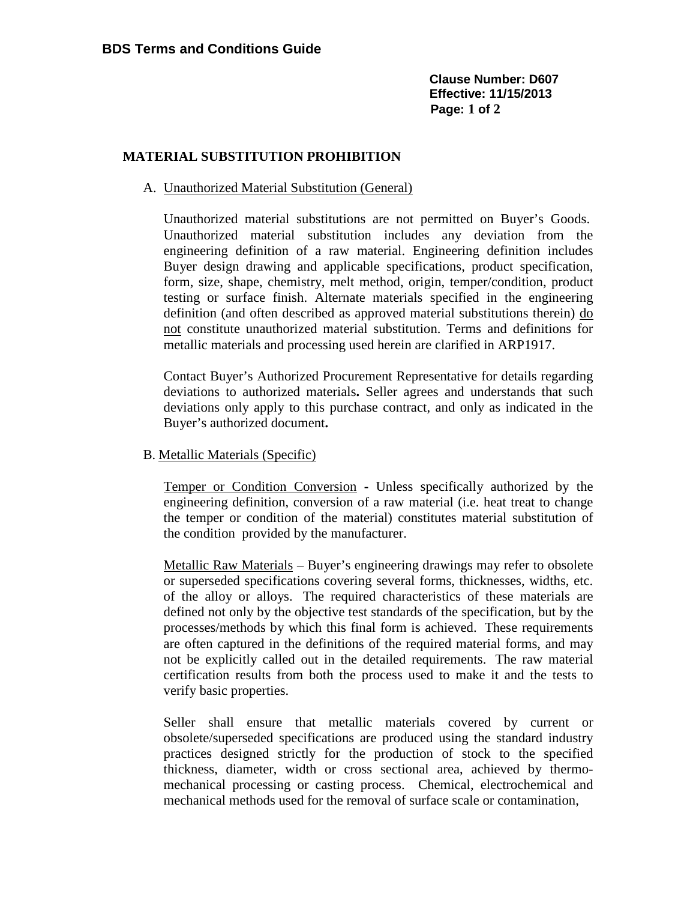**Clause Number: D607**
**Effective: 11/15/2013**

## MATERIAL SUBSTITUTION PROHIBITION

A. Unauthorized Material Substitution (General)

Unauthorized material substitutions are not permitted on Buyer's Goods. Unauthorized material substitution includes any deviation from the engineering definition of a raw material. Engineering definition includes Buyer design drawing and applicable specifications, product specification, form, size, shape, chemistry, melt method, origin, temper/condition, product testing or surface finish. Alternate materials specified in the engineering definition (and often described as approved material substitutions therein) do not constitute unauthorized material substitution. Terms and definitions for metallic materials and processing used herein are clarified in ARP1917.

Contact Buyer's Authorized Procurement Representative for details regarding deviations to authorized materials**.** Seller agrees and understands that such deviations only apply to this purchase contract, and only as indicated in the Buyer's authorized document**.**

B. Metallic Materials (Specific)

Temper or Condition Conversion **-** Unless specifically authorized by the engineering definition, conversion of a raw material (i.e. heat treat to change the temper or condition of the material) constitutes material substitution of the condition provided by the manufacturer.

Metallic Raw Materials – Buyer's engineering drawings may refer to obsolete or superseded specifications covering several forms, thicknesses, widths, etc. of the alloy or alloys. The required characteristics of these materials are defined not only by the objective test standards of the specification, but by the processes/methods by which this final form is achieved. These requirements are often captured in the definitions of the required material forms, and may not be explicitly called out in the detailed requirements. The raw material certification results from both the process used to make it and the tests to verify basic properties.

Seller shall ensure that metallic materials covered by current or obsolete/superseded specifications are produced using the standard industry practices designed strictly for the production of stock to the specified thickness, diameter, width or cross sectional area, achieved by thermo-mechanical processing or casting process. Chemical, electrochemical and mechanical methods used for the removal of surface scale or contamination,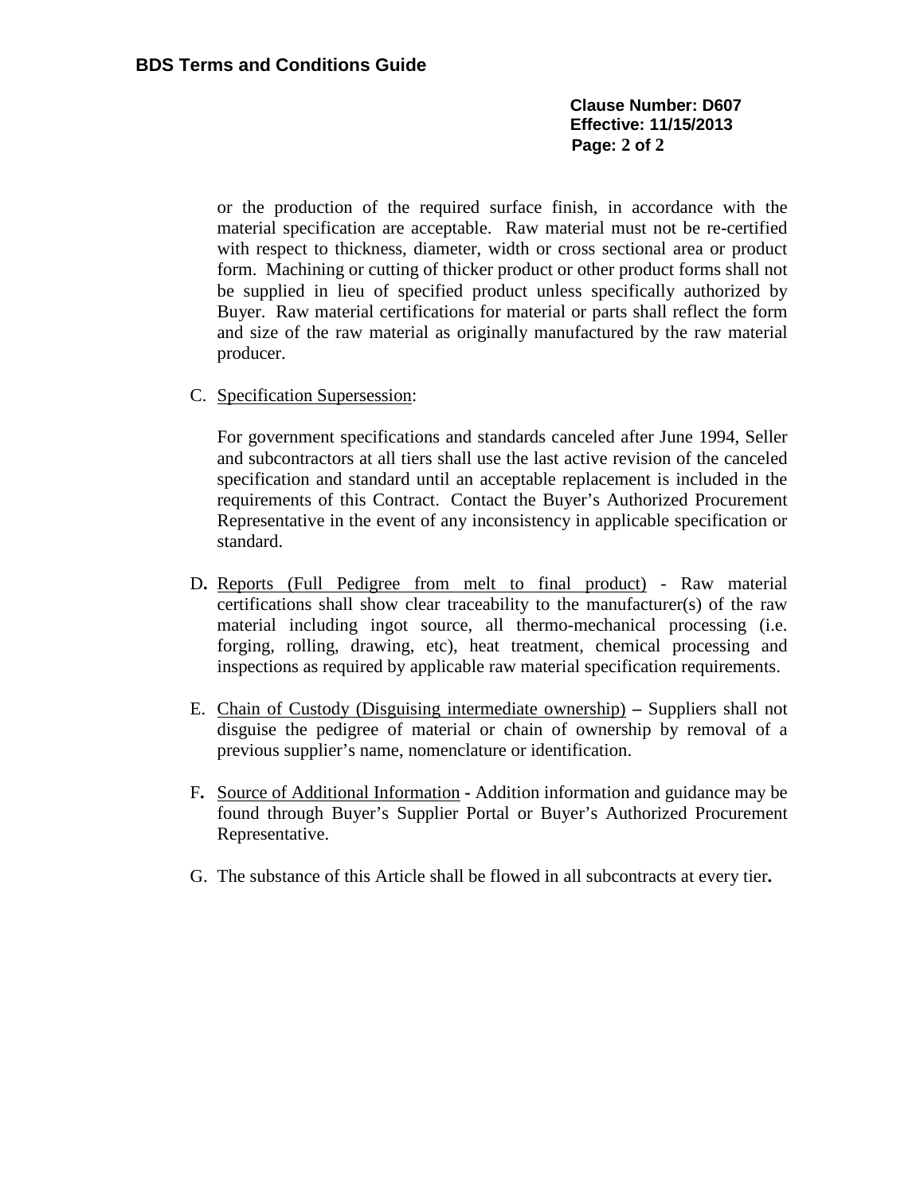or the production of the required surface finish, in accordance with the material specification are acceptable. Raw material must not be re-certified with respect to thickness, diameter, width or cross sectional area or product form. Machining or cutting of thicker product or other product forms shall not be supplied in lieu of specified product unless specifically authorized by Buyer. Raw material certifications for material or parts shall reflect the form and size of the raw material as originally manufactured by the raw material producer.

C. Specification Supersession:

For government specifications and standards canceled after June 1994, Seller and subcontractors at all tiers shall use the last active revision of the canceled specification and standard until an acceptable replacement is included in the requirements of this Contract. Contact the Buyer's Authorized Procurement Representative in the event of any inconsistency in applicable specification or standard.

D. Reports (Full Pedigree from melt to final product) - Raw material certifications shall show clear traceability to the manufacturer(s) of the raw material including ingot source, all thermo-mechanical processing (i.e. forging, rolling, drawing, etc), heat treatment, chemical processing and inspections as required by applicable raw material specification requirements.

E. Chain of Custody (Disguising intermediate ownership) **–** Suppliers shall not disguise the pedigree of material or chain of ownership by removal of a previous supplier's name, nomenclature or identification.

F. Source of Additional Information **-** Addition information and guidance may be found through Buyer's Supplier Portal or Buyer's Authorized Procurement Representative.

G. The substance of this Article shall be flowed in all subcontracts at every tier**.**